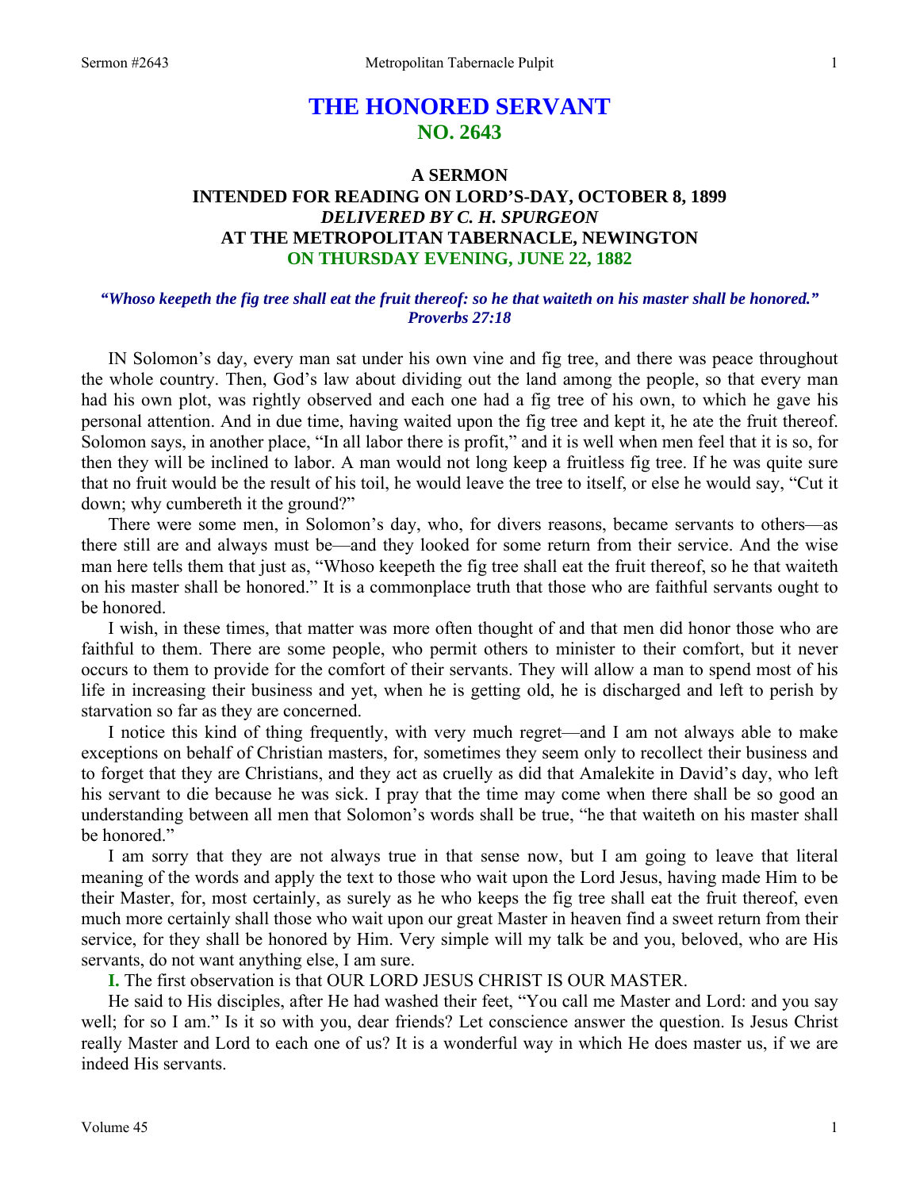# THE HONORED SERVANT
## NO. 2643

### A SERMON
### INTENDED FOR READING ON LORD'S-DAY, OCTOBER 8, 1899
### *DELIVERED BY C. H. SPURGEON*
### AT THE METROPOLITAN TABERNACLE, NEWINGTON
### ON THURSDAY EVENING, JUNE 22, 1882

***"Whoso keepeth the fig tree shall eat the fruit thereof: so he that waiteth on his master shall be honored." Proverbs 27:18***

IN Solomon's day, every man sat under his own vine and fig tree, and there was peace throughout the whole country. Then, God's law about dividing out the land among the people, so that every man had his own plot, was rightly observed and each one had a fig tree of his own, to which he gave his personal attention. And in due time, having waited upon the fig tree and kept it, he ate the fruit thereof. Solomon says, in another place, "In all labor there is profit," and it is well when men feel that it is so, for then they will be inclined to labor. A man would not long keep a fruitless fig tree. If he was quite sure that no fruit would be the result of his toil, he would leave the tree to itself, or else he would say, "Cut it down; why cumbereth it the ground?"

There were some men, in Solomon's day, who, for divers reasons, became servants to others—as there still are and always must be—and they looked for some return from their service. And the wise man here tells them that just as, "Whoso keepeth the fig tree shall eat the fruit thereof, so he that waiteth on his master shall be honored." It is a commonplace truth that those who are faithful servants ought to be honored.

I wish, in these times, that matter was more often thought of and that men did honor those who are faithful to them. There are some people, who permit others to minister to their comfort, but it never occurs to them to provide for the comfort of their servants. They will allow a man to spend most of his life in increasing their business and yet, when he is getting old, he is discharged and left to perish by starvation so far as they are concerned.

I notice this kind of thing frequently, with very much regret—and I am not always able to make exceptions on behalf of Christian masters, for, sometimes they seem only to recollect their business and to forget that they are Christians, and they act as cruelly as did that Amalekite in David's day, who left his servant to die because he was sick. I pray that the time may come when there shall be so good an understanding between all men that Solomon's words shall be true, "he that waiteth on his master shall be honored."

I am sorry that they are not always true in that sense now, but I am going to leave that literal meaning of the words and apply the text to those who wait upon the Lord Jesus, having made Him to be their Master, for, most certainly, as surely as he who keeps the fig tree shall eat the fruit thereof, even much more certainly shall those who wait upon our great Master in heaven find a sweet return from their service, for they shall be honored by Him. Very simple will my talk be and you, beloved, who are His servants, do not want anything else, I am sure.

**I.** The first observation is that OUR LORD JESUS CHRIST IS OUR MASTER.

He said to His disciples, after He had washed their feet, "You call me Master and Lord: and you say well; for so I am." Is it so with you, dear friends? Let conscience answer the question. Is Jesus Christ really Master and Lord to each one of us? It is a wonderful way in which He does master us, if we are indeed His servants.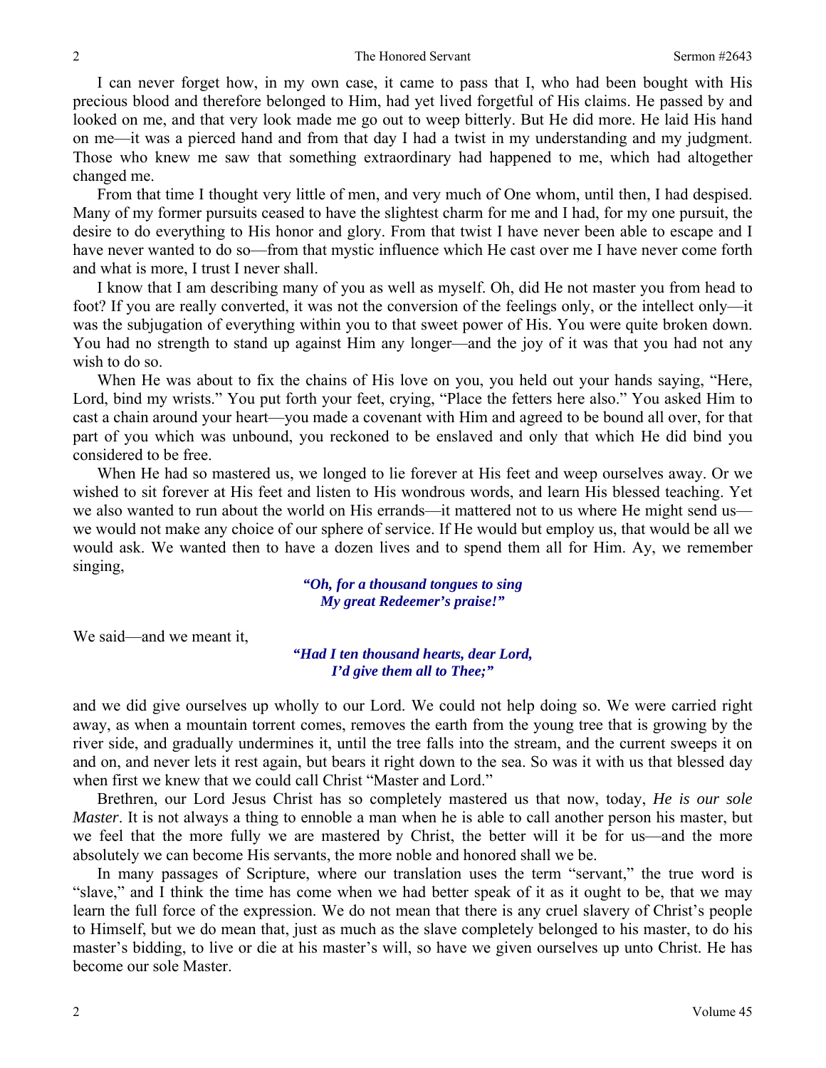I can never forget how, in my own case, it came to pass that I, who had been bought with His precious blood and therefore belonged to Him, had yet lived forgetful of His claims. He passed by and looked on me, and that very look made me go out to weep bitterly. But He did more. He laid His hand on me—it was a pierced hand and from that day I had a twist in my understanding and my judgment. Those who knew me saw that something extraordinary had happened to me, which had altogether changed me.

From that time I thought very little of men, and very much of One whom, until then, I had despised. Many of my former pursuits ceased to have the slightest charm for me and I had, for my one pursuit, the desire to do everything to His honor and glory. From that twist I have never been able to escape and I have never wanted to do so—from that mystic influence which He cast over me I have never come forth and what is more, I trust I never shall.

I know that I am describing many of you as well as myself. Oh, did He not master you from head to foot? If you are really converted, it was not the conversion of the feelings only, or the intellect only—it was the subjugation of everything within you to that sweet power of His. You were quite broken down. You had no strength to stand up against Him any longer—and the joy of it was that you had not any wish to do so.

When He was about to fix the chains of His love on you, you held out your hands saying, "Here, Lord, bind my wrists." You put forth your feet, crying, "Place the fetters here also." You asked Him to cast a chain around your heart—you made a covenant with Him and agreed to be bound all over, for that part of you which was unbound, you reckoned to be enslaved and only that which He did bind you considered to be free.

When He had so mastered us, we longed to lie forever at His feet and weep ourselves away. Or we wished to sit forever at His feet and listen to His wondrous words, and learn His blessed teaching. Yet we also wanted to run about the world on His errands—it mattered not to us where He might send us—we would not make any choice of our sphere of service. If He would but employ us, that would be all we would ask. We wanted then to have a dozen lives and to spend them all for Him. Ay, we remember singing,

> ***"Oh, for a thousand tongues to sing***
> ***My great Redeemer's praise!"***

We said—and we meant it,

> ***"Had I ten thousand hearts, dear Lord,***
> ***I'd give them all to Thee;"***

and we did give ourselves up wholly to our Lord. We could not help doing so. We were carried right away, as when a mountain torrent comes, removes the earth from the young tree that is growing by the river side, and gradually undermines it, until the tree falls into the stream, and the current sweeps it on and on, and never lets it rest again, but bears it right down to the sea. So was it with us that blessed day when first we knew that we could call Christ "Master and Lord."

Brethren, our Lord Jesus Christ has so completely mastered us that now, today, *He is our sole Master*. It is not always a thing to ennoble a man when he is able to call another person his master, but we feel that the more fully we are mastered by Christ, the better will it be for us—and the more absolutely we can become His servants, the more noble and honored shall we be.

In many passages of Scripture, where our translation uses the term "servant," the true word is "slave," and I think the time has come when we had better speak of it as it ought to be, that we may learn the full force of the expression. We do not mean that there is any cruel slavery of Christ's people to Himself, but we do mean that, just as much as the slave completely belonged to his master, to do his master's bidding, to live or die at his master's will, so have we given ourselves up unto Christ. He has become our sole Master.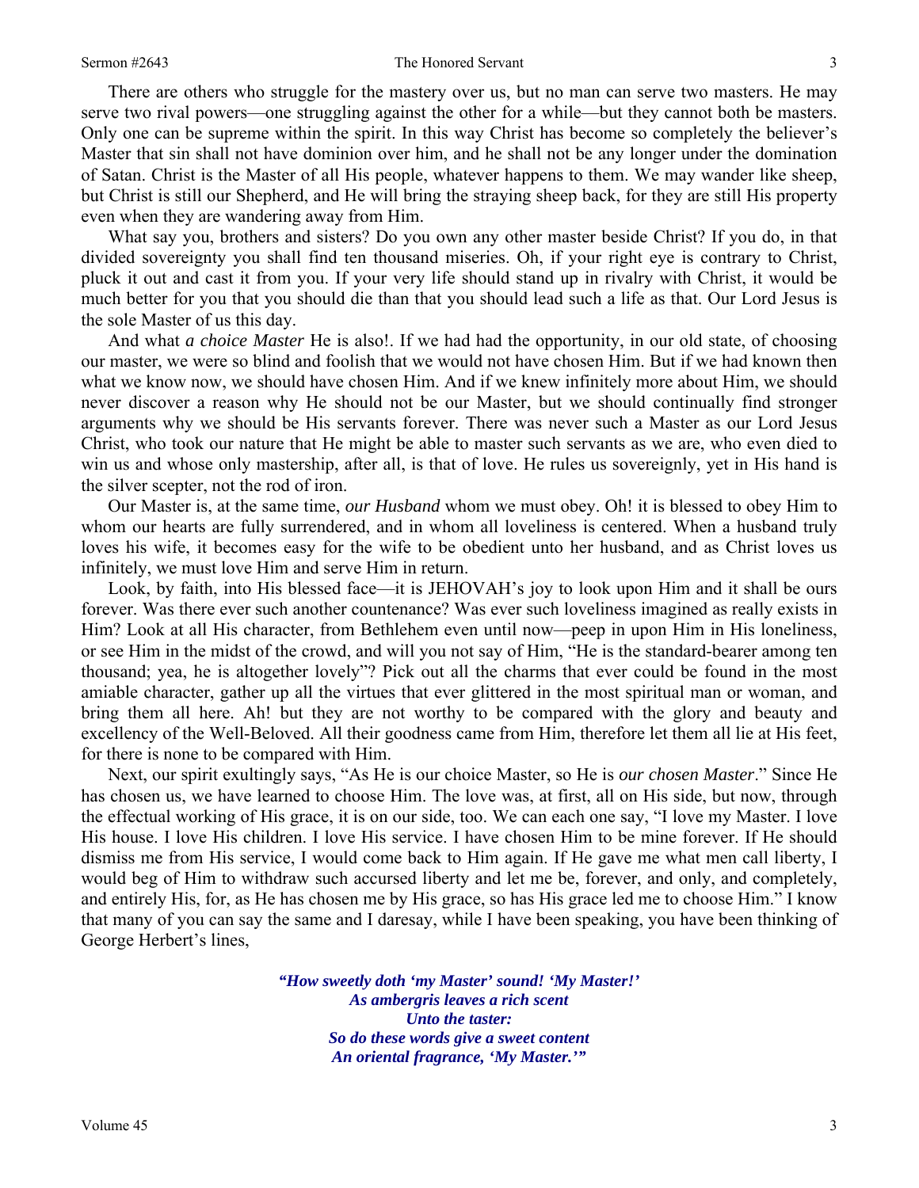There are others who struggle for the mastery over us, but no man can serve two masters. He may serve two rival powers—one struggling against the other for a while—but they cannot both be masters. Only one can be supreme within the spirit. In this way Christ has become so completely the believer's Master that sin shall not have dominion over him, and he shall not be any longer under the domination of Satan. Christ is the Master of all His people, whatever happens to them. We may wander like sheep, but Christ is still our Shepherd, and He will bring the straying sheep back, for they are still His property even when they are wandering away from Him.

What say you, brothers and sisters? Do you own any other master beside Christ? If you do, in that divided sovereignty you shall find ten thousand miseries. Oh, if your right eye is contrary to Christ, pluck it out and cast it from you. If your very life should stand up in rivalry with Christ, it would be much better for you that you should die than that you should lead such a life as that. Our Lord Jesus is the sole Master of us this day.

And what *a choice Master* He is also!. If we had had the opportunity, in our old state, of choosing our master, we were so blind and foolish that we would not have chosen Him. But if we had known then what we know now, we should have chosen Him. And if we knew infinitely more about Him, we should never discover a reason why He should not be our Master, but we should continually find stronger arguments why we should be His servants forever. There was never such a Master as our Lord Jesus Christ, who took our nature that He might be able to master such servants as we are, who even died to win us and whose only mastership, after all, is that of love. He rules us sovereignly, yet in His hand is the silver scepter, not the rod of iron.

Our Master is, at the same time, *our Husband* whom we must obey. Oh! it is blessed to obey Him to whom our hearts are fully surrendered, and in whom all loveliness is centered. When a husband truly loves his wife, it becomes easy for the wife to be obedient unto her husband, and as Christ loves us infinitely, we must love Him and serve Him in return.

Look, by faith, into His blessed face—it is JEHOVAH's joy to look upon Him and it shall be ours forever. Was there ever such another countenance? Was ever such loveliness imagined as really exists in Him? Look at all His character, from Bethlehem even until now—peep in upon Him in His loneliness, or see Him in the midst of the crowd, and will you not say of Him, "He is the standard-bearer among ten thousand; yea, he is altogether lovely"? Pick out all the charms that ever could be found in the most amiable character, gather up all the virtues that ever glittered in the most spiritual man or woman, and bring them all here. Ah! but they are not worthy to be compared with the glory and beauty and excellency of the Well-Beloved. All their goodness came from Him, therefore let them all lie at His feet, for there is none to be compared with Him.

Next, our spirit exultingly says, "As He is our choice Master, so He is *our chosen Master*." Since He has chosen us, we have learned to choose Him. The love was, at first, all on His side, but now, through the effectual working of His grace, it is on our side, too. We can each one say, "I love my Master. I love His house. I love His children. I love His service. I have chosen Him to be mine forever. If He should dismiss me from His service, I would come back to Him again. If He gave me what men call liberty, I would beg of Him to withdraw such accursed liberty and let me be, forever, and only, and completely, and entirely His, for, as He has chosen me by His grace, so has His grace led me to choose Him." I know that many of you can say the same and I daresay, while I have been speaking, you have been thinking of George Herbert's lines,

> ***"How sweetly doth 'my Master' sound! 'My Master!'***
> ***As ambergris leaves a rich scent***
> ***Unto the taster:***
> ***So do these words give a sweet content***
> ***An oriental fragrance, 'My Master.'"***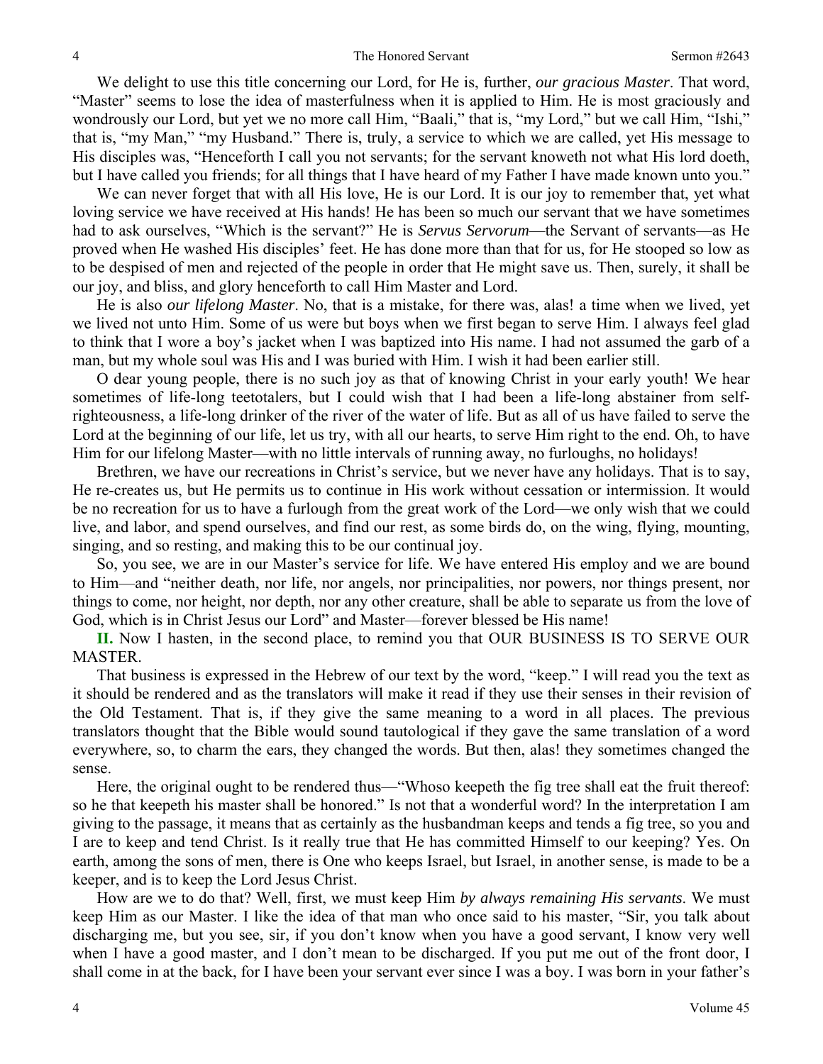We delight to use this title concerning our Lord, for He is, further, *our gracious Master*. That word, "Master" seems to lose the idea of masterfulness when it is applied to Him. He is most graciously and wondrously our Lord, but yet we no more call Him, "Baali," that is, "my Lord," but we call Him, "Ishi," that is, "my Man," "my Husband." There is, truly, a service to which we are called, yet His message to His disciples was, "Henceforth I call you not servants; for the servant knoweth not what His lord doeth, but I have called you friends; for all things that I have heard of my Father I have made known unto you."

We can never forget that with all His love, He is our Lord. It is our joy to remember that, yet what loving service we have received at His hands! He has been so much our servant that we have sometimes had to ask ourselves, "Which is the servant?" He is *Servus Servorum*—the Servant of servants—as He proved when He washed His disciples' feet. He has done more than that for us, for He stooped so low as to be despised of men and rejected of the people in order that He might save us. Then, surely, it shall be our joy, and bliss, and glory henceforth to call Him Master and Lord.

He is also *our lifelong Master*. No, that is a mistake, for there was, alas! a time when we lived, yet we lived not unto Him. Some of us were but boys when we first began to serve Him. I always feel glad to think that I wore a boy's jacket when I was baptized into His name. I had not assumed the garb of a man, but my whole soul was His and I was buried with Him. I wish it had been earlier still.

O dear young people, there is no such joy as that of knowing Christ in your early youth! We hear sometimes of life-long teetotalers, but I could wish that I had been a life-long abstainer from self-righteousness, a life-long drinker of the river of the water of life. But as all of us have failed to serve the Lord at the beginning of our life, let us try, with all our hearts, to serve Him right to the end. Oh, to have Him for our lifelong Master—with no little intervals of running away, no furloughs, no holidays!

Brethren, we have our recreations in Christ's service, but we never have any holidays. That is to say, He re-creates us, but He permits us to continue in His work without cessation or intermission. It would be no recreation for us to have a furlough from the great work of the Lord—we only wish that we could live, and labor, and spend ourselves, and find our rest, as some birds do, on the wing, flying, mounting, singing, and so resting, and making this to be our continual joy.

So, you see, we are in our Master's service for life. We have entered His employ and we are bound to Him—and "neither death, nor life, nor angels, nor principalities, nor powers, nor things present, nor things to come, nor height, nor depth, nor any other creature, shall be able to separate us from the love of God, which is in Christ Jesus our Lord" and Master—forever blessed be His name!

**II.** Now I hasten, in the second place, to remind you that OUR BUSINESS IS TO SERVE OUR MASTER.

That business is expressed in the Hebrew of our text by the word, "keep." I will read you the text as it should be rendered and as the translators will make it read if they use their senses in their revision of the Old Testament. That is, if they give the same meaning to a word in all places. The previous translators thought that the Bible would sound tautological if they gave the same translation of a word everywhere, so, to charm the ears, they changed the words. But then, alas! they sometimes changed the sense.

Here, the original ought to be rendered thus—"Whoso keepeth the fig tree shall eat the fruit thereof: so he that keepeth his master shall be honored." Is not that a wonderful word? In the interpretation I am giving to the passage, it means that as certainly as the husbandman keeps and tends a fig tree, so you and I are to keep and tend Christ. Is it really true that He has committed Himself to our keeping? Yes. On earth, among the sons of men, there is One who keeps Israel, but Israel, in another sense, is made to be a keeper, and is to keep the Lord Jesus Christ.

How are we to do that? Well, first, we must keep Him *by always remaining His servants*. We must keep Him as our Master. I like the idea of that man who once said to his master, "Sir, you talk about discharging me, but you see, sir, if you don't know when you have a good servant, I know very well when I have a good master, and I don't mean to be discharged. If you put me out of the front door, I shall come in at the back, for I have been your servant ever since I was a boy. I was born in your father's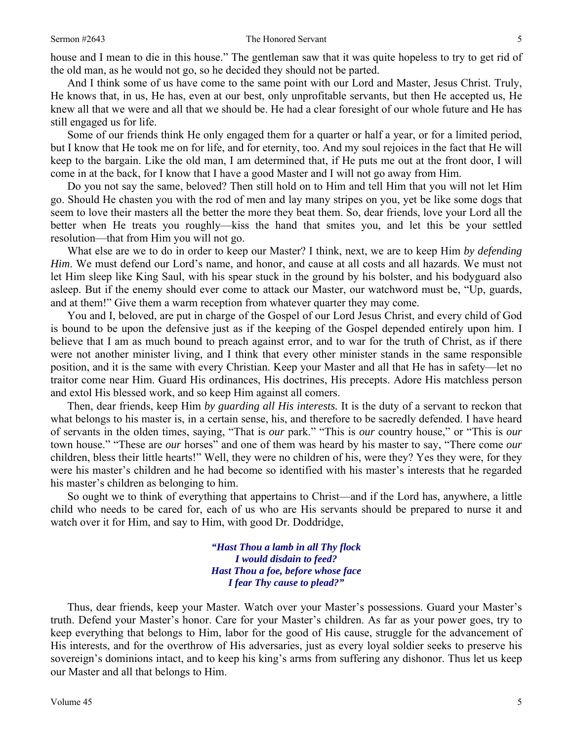house and I mean to die in this house." The gentleman saw that it was quite hopeless to try to get rid of the old man, as he would not go, so he decided they should not be parted.

And I think some of us have come to the same point with our Lord and Master, Jesus Christ. Truly, He knows that, in us, He has, even at our best, only unprofitable servants, but then He accepted us, He knew all that we were and all that we should be. He had a clear foresight of our whole future and He has still engaged us for life.

Some of our friends think He only engaged them for a quarter or half a year, or for a limited period, but I know that He took me on for life, and for eternity, too. And my soul rejoices in the fact that He will keep to the bargain. Like the old man, I am determined that, if He puts me out at the front door, I will come in at the back, for I know that I have a good Master and I will not go away from Him.

Do you not say the same, beloved? Then still hold on to Him and tell Him that you will not let Him go. Should He chasten you with the rod of men and lay many stripes on you, yet be like some dogs that seem to love their masters all the better the more they beat them. So, dear friends, love your Lord all the better when He treats you roughly—kiss the hand that smites you, and let this be your settled resolution—that from Him you will not go.

What else are we to do in order to keep our Master? I think, next, we are to keep Him *by defending Him*. We must defend our Lord's name, and honor, and cause at all costs and all hazards. We must not let Him sleep like King Saul, with his spear stuck in the ground by his bolster, and his bodyguard also asleep. But if the enemy should ever come to attack our Master, our watchword must be, "Up, guards, and at them!" Give them a warm reception from whatever quarter they may come.

You and I, beloved, are put in charge of the Gospel of our Lord Jesus Christ, and every child of God is bound to be upon the defensive just as if the keeping of the Gospel depended entirely upon him. I believe that I am as much bound to preach against error, and to war for the truth of Christ, as if there were not another minister living, and I think that every other minister stands in the same responsible position, and it is the same with every Christian. Keep your Master and all that He has in safety—let no traitor come near Him. Guard His ordinances, His doctrines, His precepts. Adore His matchless person and extol His blessed work, and so keep Him against all comers.

Then, dear friends, keep Him *by guarding all His interests.* It is the duty of a servant to reckon that what belongs to his master is, in a certain sense, his, and therefore to be sacredly defended. I have heard of servants in the olden times, saying, "That is *our* park." "This is *our* country house," or "This is *our* town house." "These are *our* horses" and one of them was heard by his master to say, "There come *our* children, bless their little hearts!" Well, they were no children of his, were they? Yes they were, for they were his master's children and he had become so identified with his master's interests that he regarded his master's children as belonging to him.

So ought we to think of everything that appertains to Christ—and if the Lord has, anywhere, a little child who needs to be cared for, each of us who are His servants should be prepared to nurse it and watch over it for Him, and say to Him, with good Dr. Doddridge,

> ***"Hast Thou a lamb in all Thy flock***
> ***I would disdain to feed?***
> ***Hast Thou a foe, before whose face***
> ***I fear Thy cause to plead?"***

Thus, dear friends, keep your Master. Watch over your Master's possessions. Guard your Master's truth. Defend your Master's honor. Care for your Master's children. As far as your power goes, try to keep everything that belongs to Him, labor for the good of His cause, struggle for the advancement of His interests, and for the overthrow of His adversaries, just as every loyal soldier seeks to preserve his sovereign's dominions intact, and to keep his king's arms from suffering any dishonor. Thus let us keep our Master and all that belongs to Him.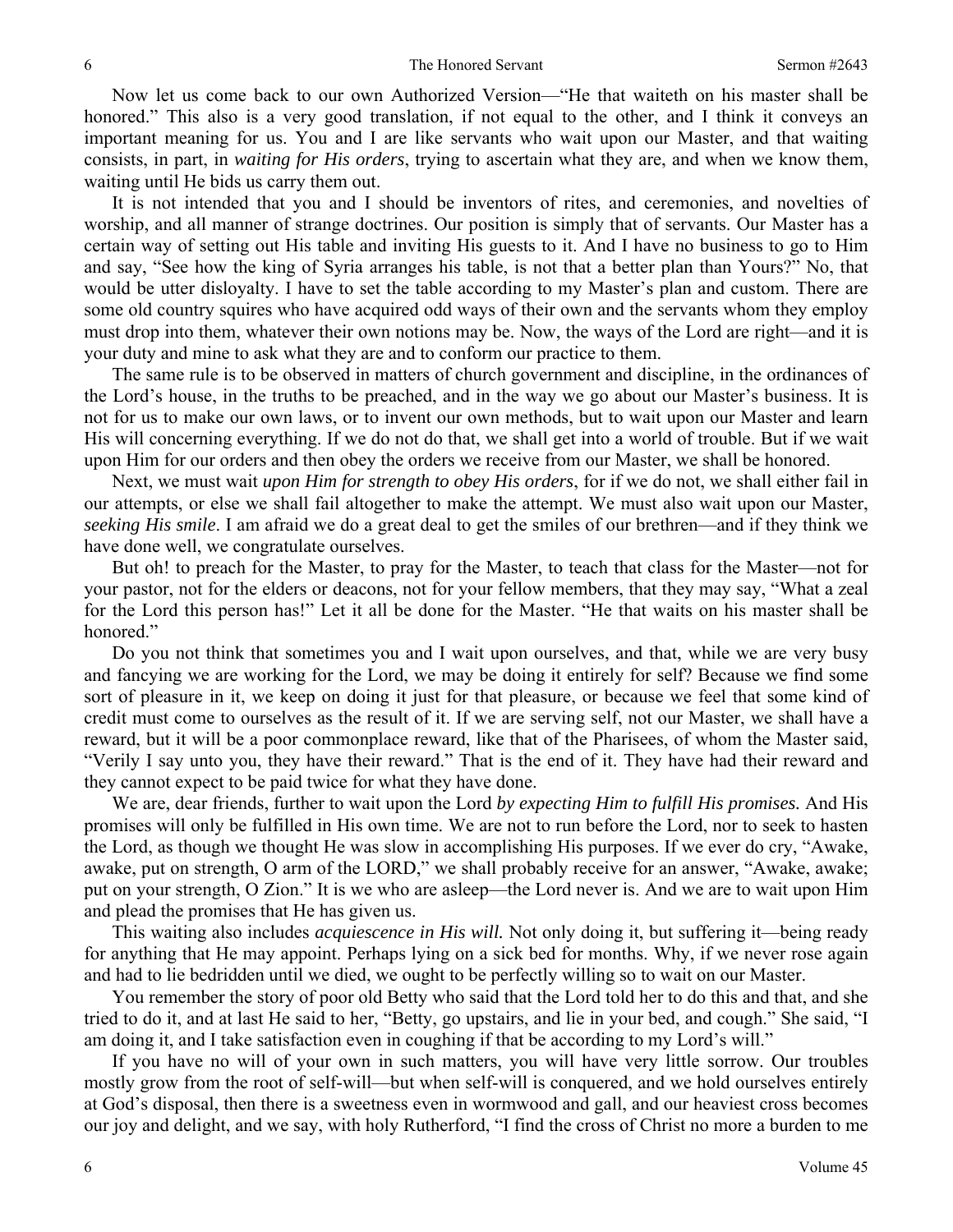Now let us come back to our own Authorized Version—"He that waiteth on his master shall be honored." This also is a very good translation, if not equal to the other, and I think it conveys an important meaning for us. You and I are like servants who wait upon our Master, and that waiting consists, in part, in *waiting for His orders*, trying to ascertain what they are, and when we know them, waiting until He bids us carry them out.

It is not intended that you and I should be inventors of rites, and ceremonies, and novelties of worship, and all manner of strange doctrines. Our position is simply that of servants. Our Master has a certain way of setting out His table and inviting His guests to it. And I have no business to go to Him and say, "See how the king of Syria arranges his table, is not that a better plan than Yours?" No, that would be utter disloyalty. I have to set the table according to my Master's plan and custom. There are some old country squires who have acquired odd ways of their own and the servants whom they employ must drop into them, whatever their own notions may be. Now, the ways of the Lord are right—and it is your duty and mine to ask what they are and to conform our practice to them.

The same rule is to be observed in matters of church government and discipline, in the ordinances of the Lord's house, in the truths to be preached, and in the way we go about our Master's business. It is not for us to make our own laws, or to invent our own methods, but to wait upon our Master and learn His will concerning everything. If we do not do that, we shall get into a world of trouble. But if we wait upon Him for our orders and then obey the orders we receive from our Master, we shall be honored.

Next, we must wait *upon Him for strength to obey His orders*, for if we do not, we shall either fail in our attempts, or else we shall fail altogether to make the attempt. We must also wait upon our Master, *seeking His smile*. I am afraid we do a great deal to get the smiles of our brethren—and if they think we have done well, we congratulate ourselves.

But oh! to preach for the Master, to pray for the Master, to teach that class for the Master—not for your pastor, not for the elders or deacons, not for your fellow members, that they may say, "What a zeal for the Lord this person has!" Let it all be done for the Master. "He that waits on his master shall be honored."

Do you not think that sometimes you and I wait upon ourselves, and that, while we are very busy and fancying we are working for the Lord, we may be doing it entirely for self? Because we find some sort of pleasure in it, we keep on doing it just for that pleasure, or because we feel that some kind of credit must come to ourselves as the result of it. If we are serving self, not our Master, we shall have a reward, but it will be a poor commonplace reward, like that of the Pharisees, of whom the Master said, "Verily I say unto you, they have their reward." That is the end of it. They have had their reward and they cannot expect to be paid twice for what they have done.

We are, dear friends, further to wait upon the Lord *by expecting Him to fulfill His promises.* And His promises will only be fulfilled in His own time. We are not to run before the Lord, nor to seek to hasten the Lord, as though we thought He was slow in accomplishing His purposes. If we ever do cry, "Awake, awake, put on strength, O arm of the LORD," we shall probably receive for an answer, "Awake, awake; put on your strength, O Zion." It is we who are asleep—the Lord never is. And we are to wait upon Him and plead the promises that He has given us.

This waiting also includes *acquiescence in His will.* Not only doing it, but suffering it—being ready for anything that He may appoint. Perhaps lying on a sick bed for months. Why, if we never rose again and had to lie bedridden until we died, we ought to be perfectly willing so to wait on our Master.

You remember the story of poor old Betty who said that the Lord told her to do this and that, and she tried to do it, and at last He said to her, "Betty, go upstairs, and lie in your bed, and cough." She said, "I am doing it, and I take satisfaction even in coughing if that be according to my Lord's will."

If you have no will of your own in such matters, you will have very little sorrow. Our troubles mostly grow from the root of self-will—but when self-will is conquered, and we hold ourselves entirely at God's disposal, then there is a sweetness even in wormwood and gall, and our heaviest cross becomes our joy and delight, and we say, with holy Rutherford, "I find the cross of Christ no more a burden to me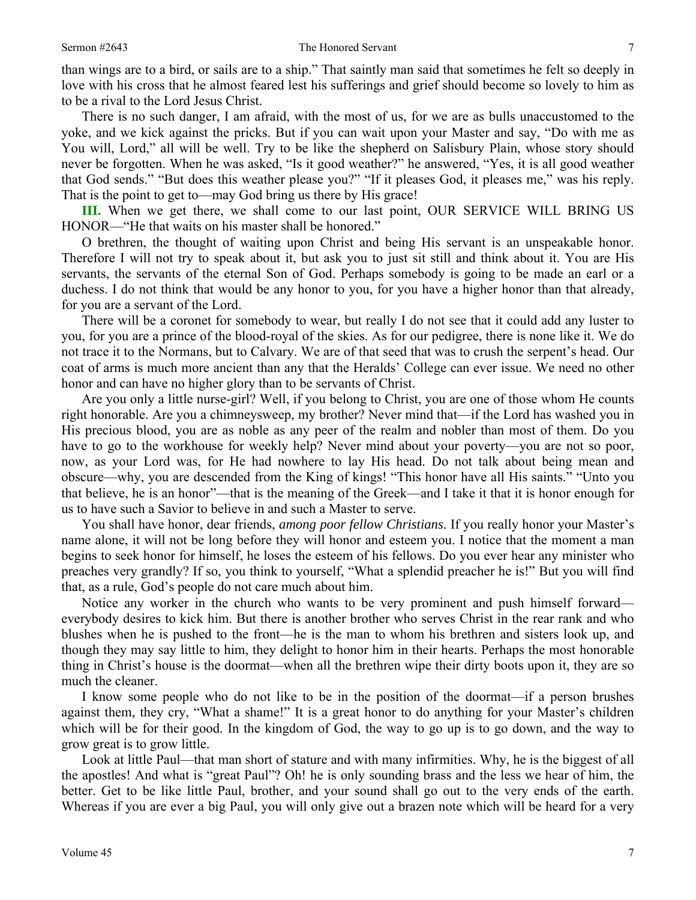than wings are to a bird, or sails are to a ship." That saintly man said that sometimes he felt so deeply in love with his cross that he almost feared lest his sufferings and grief should become so lovely to him as to be a rival to the Lord Jesus Christ.

There is no such danger, I am afraid, with the most of us, for we are as bulls unaccustomed to the yoke, and we kick against the pricks. But if you can wait upon your Master and say, "Do with me as You will, Lord," all will be well. Try to be like the shepherd on Salisbury Plain, whose story should never be forgotten. When he was asked, "Is it good weather?" he answered, "Yes, it is all good weather that God sends." "But does this weather please you?" "If it pleases God, it pleases me," was his reply. That is the point to get to—may God bring us there by His grace!

**III.** When we get there, we shall come to our last point, OUR SERVICE WILL BRING US HONOR—"He that waits on his master shall be honored."

O brethren, the thought of waiting upon Christ and being His servant is an unspeakable honor. Therefore I will not try to speak about it, but ask you to just sit still and think about it. You are His servants, the servants of the eternal Son of God. Perhaps somebody is going to be made an earl or a duchess. I do not think that would be any honor to you, for you have a higher honor than that already, for you are a servant of the Lord.

There will be a coronet for somebody to wear, but really I do not see that it could add any luster to you, for you are a prince of the blood-royal of the skies. As for our pedigree, there is none like it. We do not trace it to the Normans, but to Calvary. We are of that seed that was to crush the serpent's head. Our coat of arms is much more ancient than any that the Heralds' College can ever issue. We need no other honor and can have no higher glory than to be servants of Christ.

Are you only a little nurse-girl? Well, if you belong to Christ, you are one of those whom He counts right honorable. Are you a chimneysweep, my brother? Never mind that—if the Lord has washed you in His precious blood, you are as noble as any peer of the realm and nobler than most of them. Do you have to go to the workhouse for weekly help? Never mind about your poverty—you are not so poor, now, as your Lord was, for He had nowhere to lay His head. Do not talk about being mean and obscure—why, you are descended from the King of kings! "This honor have all His saints." "Unto you that believe, he is an honor"—that is the meaning of the Greek—and I take it that it is honor enough for us to have such a Savior to believe in and such a Master to serve.

You shall have honor, dear friends, *among poor fellow Christians*. If you really honor your Master's name alone, it will not be long before they will honor and esteem you. I notice that the moment a man begins to seek honor for himself, he loses the esteem of his fellows. Do you ever hear any minister who preaches very grandly? If so, you think to yourself, "What a splendid preacher he is!" But you will find that, as a rule, God's people do not care much about him.

Notice any worker in the church who wants to be very prominent and push himself forward—everybody desires to kick him. But there is another brother who serves Christ in the rear rank and who blushes when he is pushed to the front—he is the man to whom his brethren and sisters look up, and though they may say little to him, they delight to honor him in their hearts. Perhaps the most honorable thing in Christ's house is the doormat—when all the brethren wipe their dirty boots upon it, they are so much the cleaner.

I know some people who do not like to be in the position of the doormat—if a person brushes against them, they cry, "What a shame!" It is a great honor to do anything for your Master's children which will be for their good. In the kingdom of God, the way to go up is to go down, and the way to grow great is to grow little.

Look at little Paul—that man short of stature and with many infirmities. Why, he is the biggest of all the apostles! And what is "great Paul"? Oh! he is only sounding brass and the less we hear of him, the better. Get to be like little Paul, brother, and your sound shall go out to the very ends of the earth. Whereas if you are ever a big Paul, you will only give out a brazen note which will be heard for a very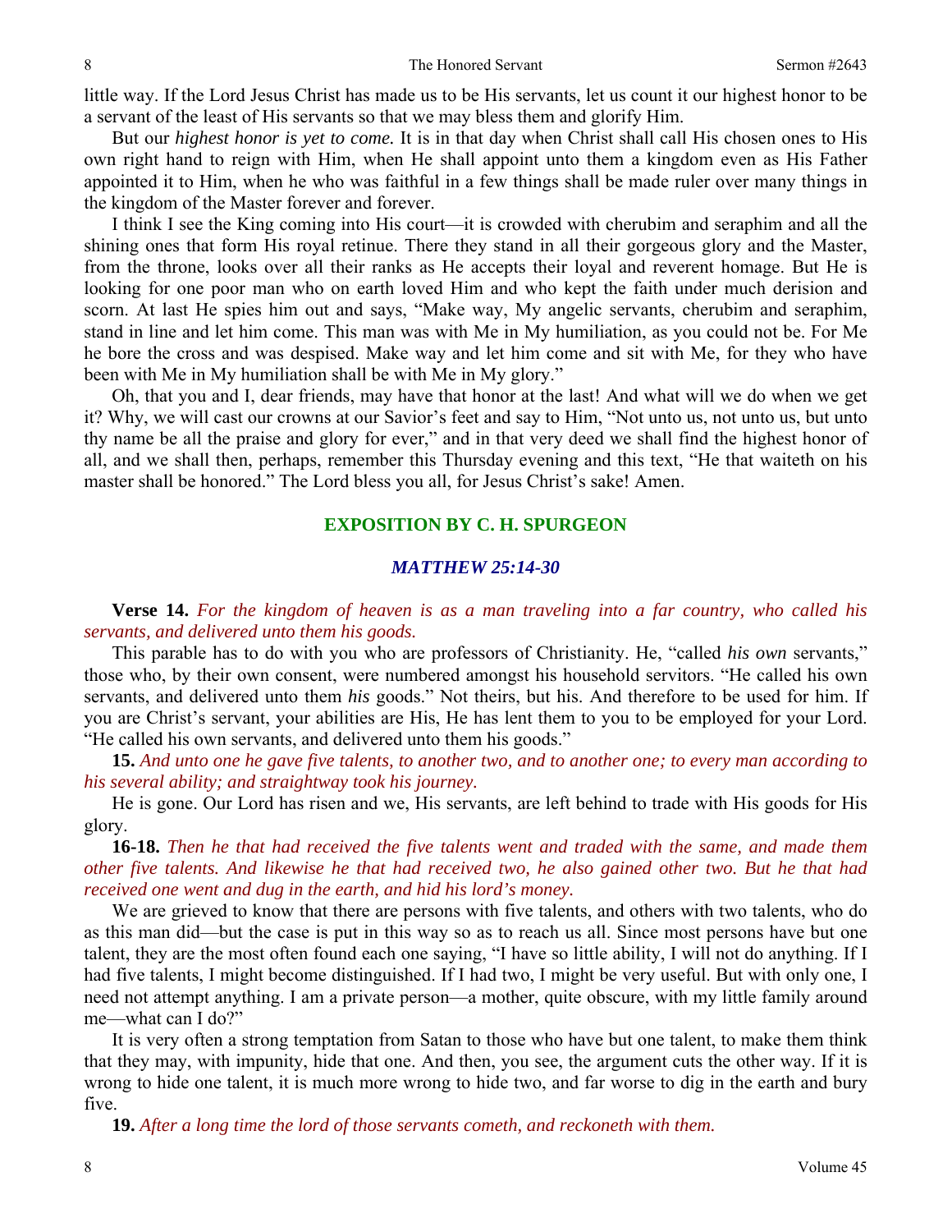little way. If the Lord Jesus Christ has made us to be His servants, let us count it our highest honor to be a servant of the least of His servants so that we may bless them and glorify Him.

But our *highest honor is yet to come.* It is in that day when Christ shall call His chosen ones to His own right hand to reign with Him, when He shall appoint unto them a kingdom even as His Father appointed it to Him, when he who was faithful in a few things shall be made ruler over many things in the kingdom of the Master forever and forever.

I think I see the King coming into His court—it is crowded with cherubim and seraphim and all the shining ones that form His royal retinue. There they stand in all their gorgeous glory and the Master, from the throne, looks over all their ranks as He accepts their loyal and reverent homage. But He is looking for one poor man who on earth loved Him and who kept the faith under much derision and scorn. At last He spies him out and says, "Make way, My angelic servants, cherubim and seraphim, stand in line and let him come. This man was with Me in My humiliation, as you could not be. For Me he bore the cross and was despised. Make way and let him come and sit with Me, for they who have been with Me in My humiliation shall be with Me in My glory."

Oh, that you and I, dear friends, may have that honor at the last! And what will we do when we get it? Why, we will cast our crowns at our Savior's feet and say to Him, "Not unto us, not unto us, but unto thy name be all the praise and glory for ever," and in that very deed we shall find the highest honor of all, and we shall then, perhaps, remember this Thursday evening and this text, "He that waiteth on his master shall be honored." The Lord bless you all, for Jesus Christ's sake! Amen.

## EXPOSITION BY C. H. SPURGEON

### *MATTHEW 25:14-30*

**Verse 14.** *For the kingdom of heaven is as a man traveling into a far country, who called his servants, and delivered unto them his goods.*

This parable has to do with you who are professors of Christianity. He, "called *his own* servants," those who, by their own consent, were numbered amongst his household servitors. "He called his own servants, and delivered unto them *his* goods." Not theirs, but his. And therefore to be used for him. If you are Christ's servant, your abilities are His, He has lent them to you to be employed for your Lord. "He called his own servants, and delivered unto them his goods."

**15.** *And unto one he gave five talents, to another two, and to another one; to every man according to his several ability; and straightway took his journey.*

He is gone. Our Lord has risen and we, His servants, are left behind to trade with His goods for His glory.

**16-18.** *Then he that had received the five talents went and traded with the same, and made them other five talents. And likewise he that had received two, he also gained other two. But he that had received one went and dug in the earth, and hid his lord's money.*

We are grieved to know that there are persons with five talents, and others with two talents, who do as this man did—but the case is put in this way so as to reach us all. Since most persons have but one talent, they are the most often found each one saying, "I have so little ability, I will not do anything. If I had five talents, I might become distinguished. If I had two, I might be very useful. But with only one, I need not attempt anything. I am a private person—a mother, quite obscure, with my little family around me—what can I do?"

It is very often a strong temptation from Satan to those who have but one talent, to make them think that they may, with impunity, hide that one. And then, you see, the argument cuts the other way. If it is wrong to hide one talent, it is much more wrong to hide two, and far worse to dig in the earth and bury five.

**19.** *After a long time the lord of those servants cometh, and reckoneth with them.*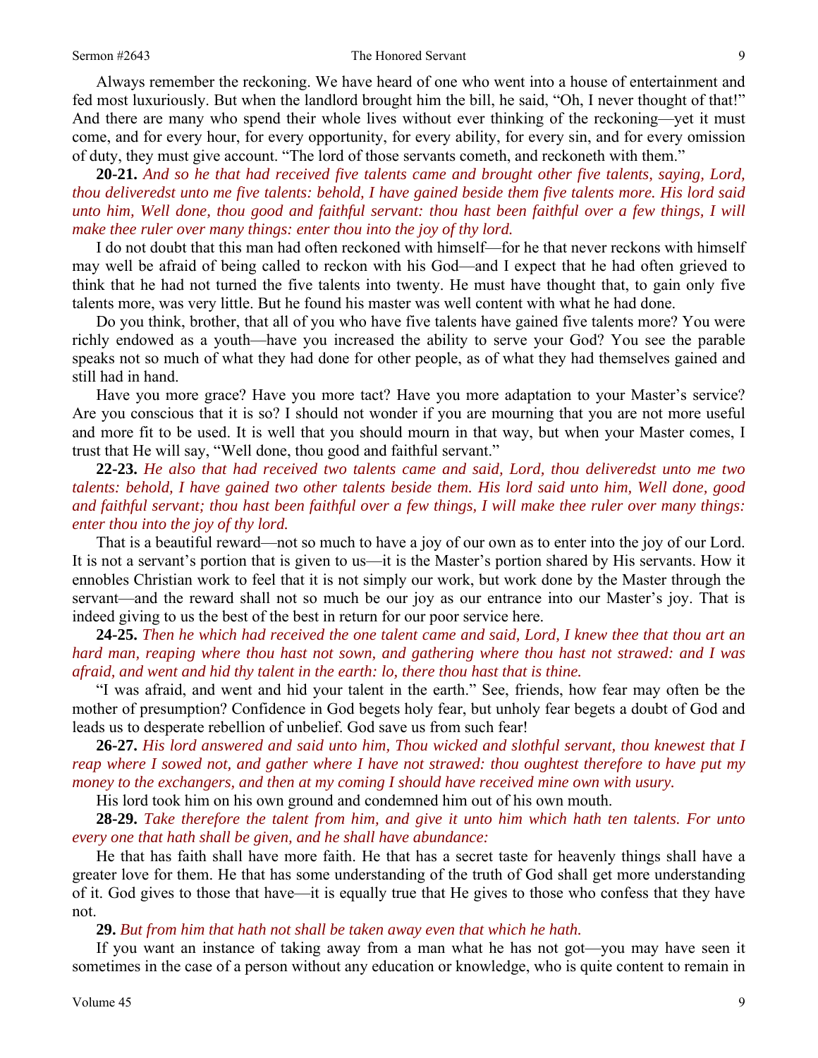Always remember the reckoning. We have heard of one who went into a house of entertainment and fed most luxuriously. But when the landlord brought him the bill, he said, "Oh, I never thought of that!" And there are many who spend their whole lives without ever thinking of the reckoning—yet it must come, and for every hour, for every opportunity, for every ability, for every sin, and for every omission of duty, they must give account. "The lord of those servants cometh, and reckoneth with them."

**20-21.** *And so he that had received five talents came and brought other five talents, saying, Lord, thou deliveredst unto me five talents: behold, I have gained beside them five talents more. His lord said unto him, Well done, thou good and faithful servant: thou hast been faithful over a few things, I will make thee ruler over many things: enter thou into the joy of thy lord.*

I do not doubt that this man had often reckoned with himself—for he that never reckons with himself may well be afraid of being called to reckon with his God—and I expect that he had often grieved to think that he had not turned the five talents into twenty. He must have thought that, to gain only five talents more, was very little. But he found his master was well content with what he had done.

Do you think, brother, that all of you who have five talents have gained five talents more? You were richly endowed as a youth—have you increased the ability to serve your God? You see the parable speaks not so much of what they had done for other people, as of what they had themselves gained and still had in hand.

Have you more grace? Have you more tact? Have you more adaptation to your Master's service? Are you conscious that it is so? I should not wonder if you are mourning that you are not more useful and more fit to be used. It is well that you should mourn in that way, but when your Master comes, I trust that He will say, "Well done, thou good and faithful servant."

**22-23.** *He also that had received two talents came and said, Lord, thou deliveredst unto me two talents: behold, I have gained two other talents beside them. His lord said unto him, Well done, good and faithful servant; thou hast been faithful over a few things, I will make thee ruler over many things: enter thou into the joy of thy lord.*

That is a beautiful reward—not so much to have a joy of our own as to enter into the joy of our Lord. It is not a servant's portion that is given to us—it is the Master's portion shared by His servants. How it ennobles Christian work to feel that it is not simply our work, but work done by the Master through the servant—and the reward shall not so much be our joy as our entrance into our Master's joy. That is indeed giving to us the best of the best in return for our poor service here.

**24-25.** *Then he which had received the one talent came and said, Lord, I knew thee that thou art an hard man, reaping where thou hast not sown, and gathering where thou hast not strawed: and I was afraid, and went and hid thy talent in the earth: lo, there thou hast that is thine.*

"I was afraid, and went and hid your talent in the earth." See, friends, how fear may often be the mother of presumption? Confidence in God begets holy fear, but unholy fear begets a doubt of God and leads us to desperate rebellion of unbelief. God save us from such fear!

**26-27.** *His lord answered and said unto him, Thou wicked and slothful servant, thou knewest that I reap where I sowed not, and gather where I have not strawed: thou oughtest therefore to have put my money to the exchangers, and then at my coming I should have received mine own with usury.*

His lord took him on his own ground and condemned him out of his own mouth.

**28-29.** *Take therefore the talent from him, and give it unto him which hath ten talents. For unto every one that hath shall be given, and he shall have abundance:*

He that has faith shall have more faith. He that has a secret taste for heavenly things shall have a greater love for them. He that has some understanding of the truth of God shall get more understanding of it. God gives to those that have—it is equally true that He gives to those who confess that they have not.

**29.** *But from him that hath not shall be taken away even that which he hath.*

If you want an instance of taking away from a man what he has not got—you may have seen it sometimes in the case of a person without any education or knowledge, who is quite content to remain in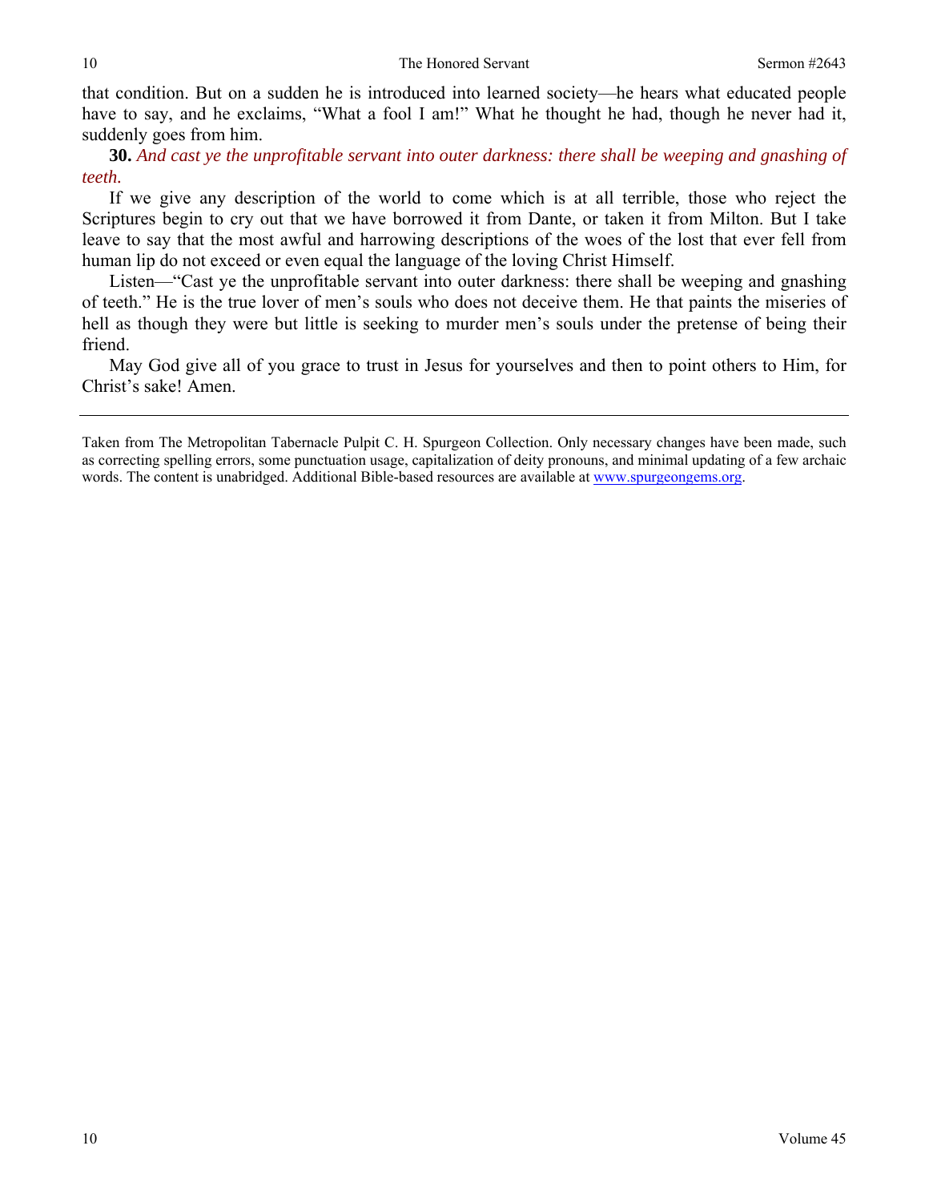that condition. But on a sudden he is introduced into learned society—he hears what educated people have to say, and he exclaims, "What a fool I am!" What he thought he had, though he never had it, suddenly goes from him.

**30.** *And cast ye the unprofitable servant into outer darkness: there shall be weeping and gnashing of teeth.*

If we give any description of the world to come which is at all terrible, those who reject the Scriptures begin to cry out that we have borrowed it from Dante, or taken it from Milton. But I take leave to say that the most awful and harrowing descriptions of the woes of the lost that ever fell from human lip do not exceed or even equal the language of the loving Christ Himself.

Listen—"Cast ye the unprofitable servant into outer darkness: there shall be weeping and gnashing of teeth." He is the true lover of men's souls who does not deceive them. He that paints the miseries of hell as though they were but little is seeking to murder men's souls under the pretense of being their friend.

May God give all of you grace to trust in Jesus for yourselves and then to point others to Him, for Christ's sake! Amen.

---

Taken from The Metropolitan Tabernacle Pulpit C. H. Spurgeon Collection. Only necessary changes have been made, such as correcting spelling errors, some punctuation usage, capitalization of deity pronouns, and minimal updating of a few archaic words. The content is unabridged. Additional Bible-based resources are available at [www.spurgeongems.org](http://www.spurgeongems.org).